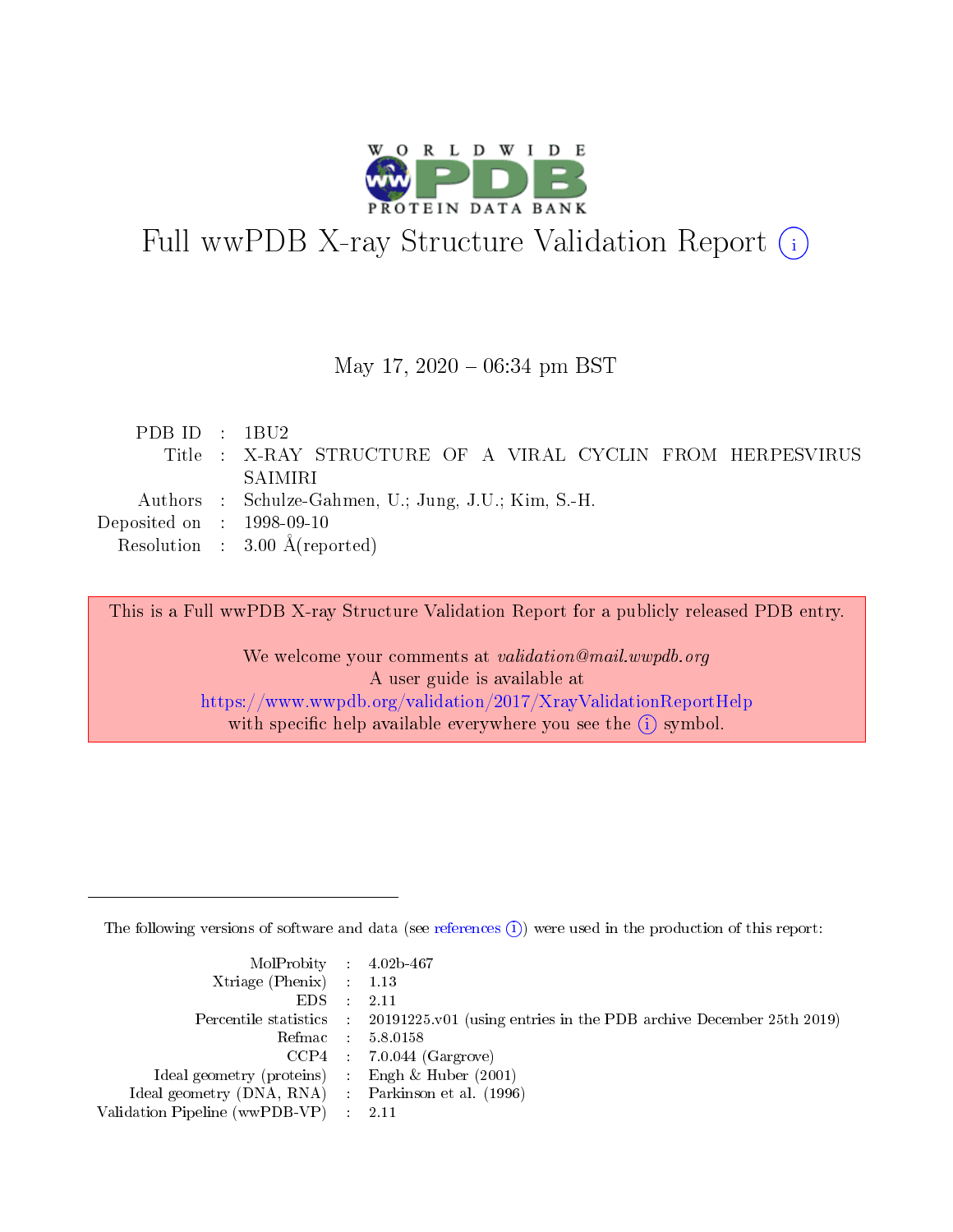# Full wwPDB X-ray Structure Validation Report

May 17, 2020 – 06:34 pm BST

| | | |
|---|---|---|
| PDB ID | : | 1BU2 |
| Title | : | X-RAY STRUCTURE OF A VIRAL CYCLIN FROM HERPESVIRUS SAIMIRI |
| Authors | : | Schulze-Gahmen, U.; Jung, J.U.; Kim, S.-H. |
| Deposited on | : | 1998-09-10 |
| Resolution | : | 3.00 Å(reported) |

This is a Full wwPDB X-ray Structure Validation Report for a publicly released PDB entry.

We welcome your comments at *validation@mail.wwpdb.org*
A user guide is available at
https://www.wwpdb.org/validation/2017/XrayValidationReportHelp
with specific help available everywhere you see the (i) symbol.

The following versions of software and data (see references (i)) were used in the production of this report:

| | | |
|---|---|---|
| MolProbity | : | 4.02b-467 |
| Xtriage (Phenix) | : | 1.13 |
| EDS | : | 2.11 |
| Percentile statistics | : | 20191225.v01 (using entries in the PDB archive December 25th 2019) |
| Refmac | : | 5.8.0158 |
| CCP4 | : | 7.0.044 (Gargrove) |
| Ideal geometry (proteins) | : | Engh & Huber (2001) |
| Ideal geometry (DNA, RNA) | : | Parkinson et al. (1996) |
| Validation Pipeline (wwPDB-VP) | : | 2.11 |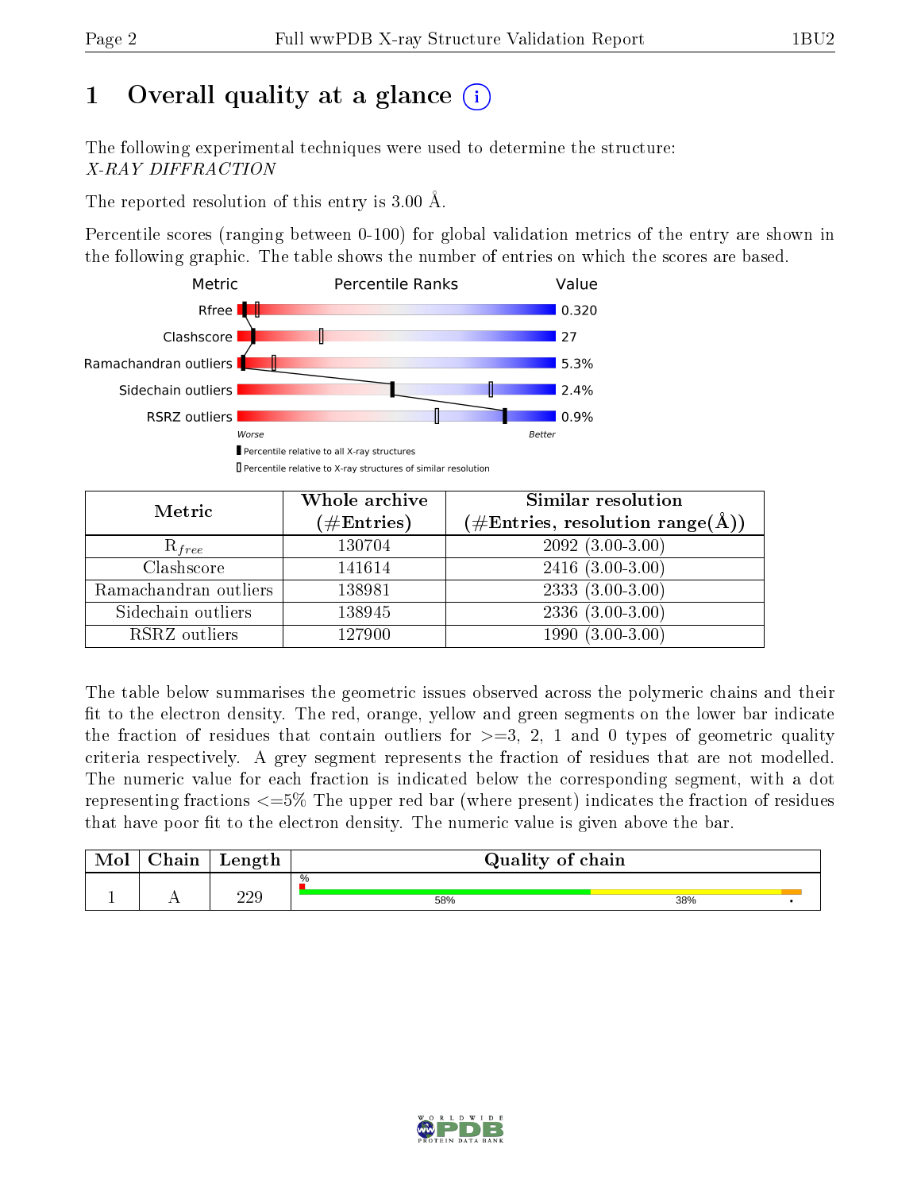# 1 Overall quality at a glance (i)

The following experimental techniques were used to determine the structure:
*X-RAY DIFFRACTION*

The reported resolution of this entry is 3.00 Å.

Percentile scores (ranging between 0-100) for global validation metrics of the entry are shown in the following graphic. The table shows the number of entries on which the scores are based.

| Metric | Value |
|---|---|
| Rfree | 0.320 |
| Clashscore | 27 |
| Ramachandran outliers | 5.3% |
| Sidechain outliers | 2.4% |
| RSRZ outliers | 0.9% |

Worse — Better

▮ Percentile relative to all X-ray structures

▯ Percentile relative to X-ray structures of similar resolution

| Metric | Whole archive (#Entries) | Similar resolution (#Entries, resolution range(Å)) |
|---|---|---|
| $R_{free}$ | 130704 | 2092 (3.00-3.00) |
| Clashscore | 141614 | 2416 (3.00-3.00) |
| Ramachandran outliers | 138981 | 2333 (3.00-3.00) |
| Sidechain outliers | 138945 | 2336 (3.00-3.00) |
| RSRZ outliers | 127900 | 1990 (3.00-3.00) |

The table below summarises the geometric issues observed across the polymeric chains and their fit to the electron density. The red, orange, yellow and green segments on the lower bar indicate the fraction of residues that contain outliers for >=3, 2, 1 and 0 types of geometric quality criteria respectively. A grey segment represents the fraction of residues that are not modelled. The numeric value for each fraction is indicated below the corresponding segment, with a dot representing fractions <=5% The upper red bar (where present) indicates the fraction of residues that have poor fit to the electron density. The numeric value is given above the bar.

| Mol | Chain | Length | Quality of chain |
|---|---|---|---|
| 1 | A | 229 | %: 58%, 38%, • |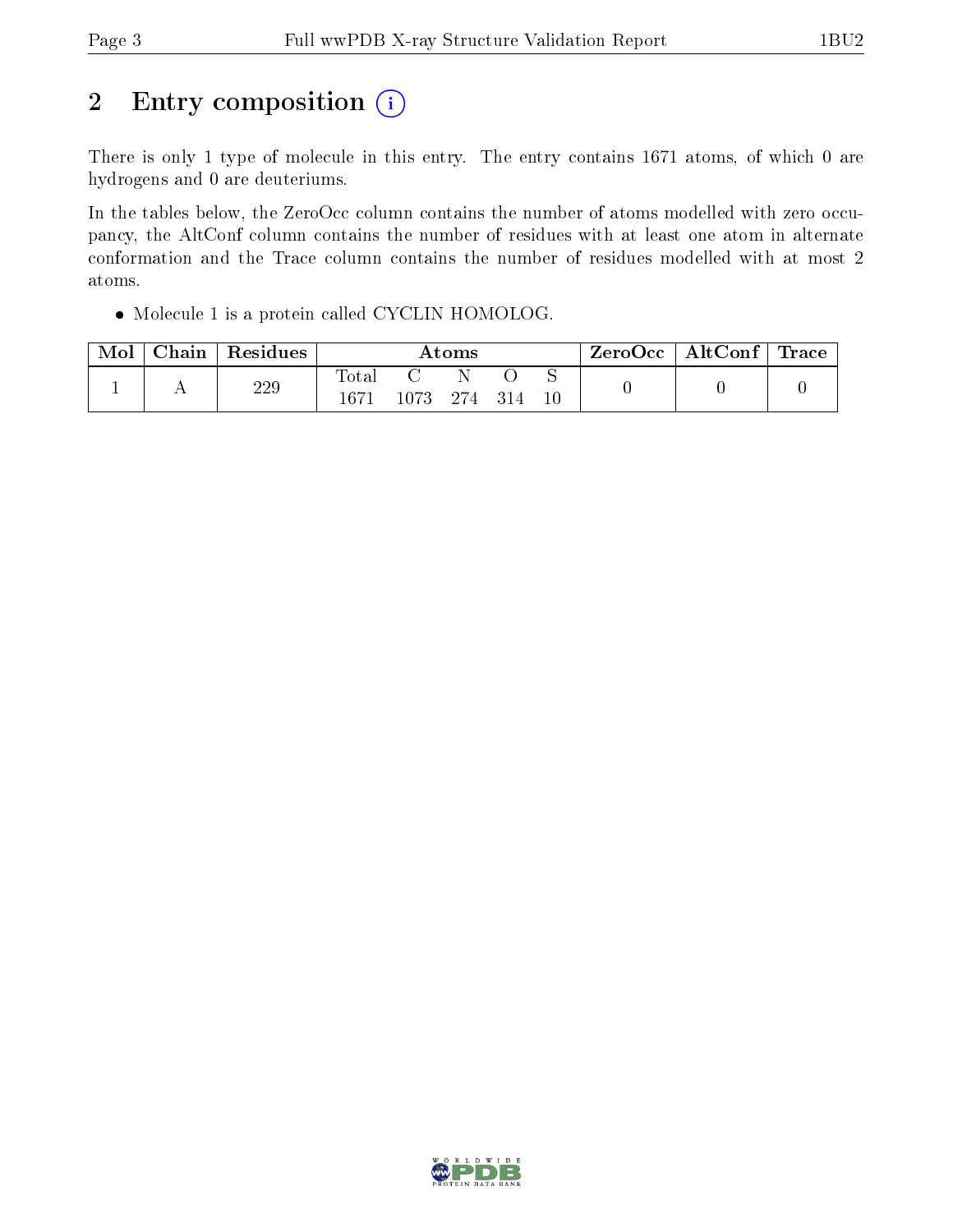## 2 Entry composition

There is only 1 type of molecule in this entry. The entry contains 1671 atoms, of which 0 are hydrogens and 0 are deuteriums.

In the tables below, the ZeroOcc column contains the number of atoms modelled with zero occupancy, the AltConf column contains the number of residues with at least one atom in alternate conformation and the Trace column contains the number of residues modelled with at most 2 atoms.

- Molecule 1 is a protein called CYCLIN HOMOLOG.

| Mol | Chain | Residues | Atoms | | | | | ZeroOcc | AltConf | Trace |
|---|---|---|---|---|---|---|---|---|---|---|
| | | | Total | C | N | O | S | | | |
| 1 | A | 229 | 1671 | 1073 | 274 | 314 | 10 | 0 | 0 | 0 |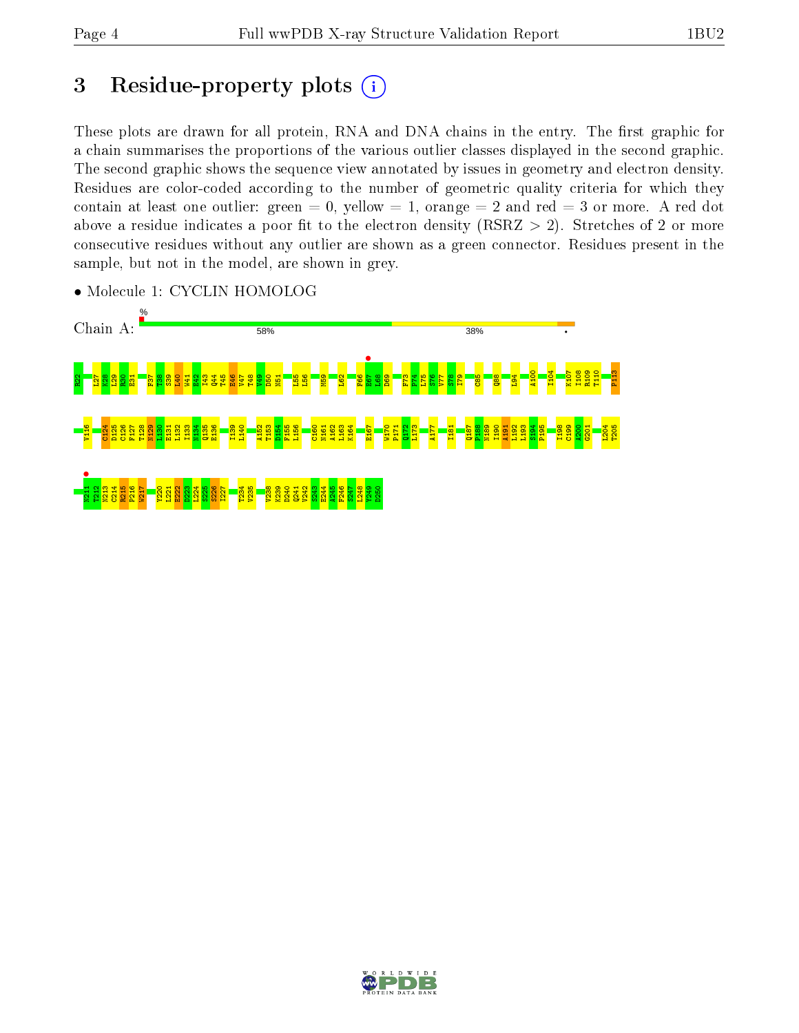# 3 Residue-property plots

These plots are drawn for all protein, RNA and DNA chains in the entry. The first graphic for a chain summarises the proportions of the various outlier classes displayed in the second graphic. The second graphic shows the sequence view annotated by issues in geometry and electron density. Residues are color-coded according to the number of geometric quality criteria for which they contain at least one outlier: green = 0, yellow = 1, orange = 2 and red = 3 or more. A red dot above a residue indicates a poor fit to the electron density (RSRZ > 2). Stretches of 2 or more consecutive residues without any outlier are shown as a green connector. Residues present in the sample, but not in the model, are shown in grey.

- Molecule 1: CYCLIN HOMOLOG

Chain A: % 58% 38% •

R22 L27 K28 L29 R30 E31 F37 T38 S39 L40 W41 E42 I43 Q44 T45 E46 Y47 T48 V49 D50 N51 L55 L56 M59 L62 F66 E67 L68 D69 F73 F74 L75 S76 V77 S78 I79 C85 Q88 L94 A100 I104 K107 I108 R109 T110 P113

V116 C124 D125 C126 F127 T128 N129 L130 E131 L132 I133 N134 Q135 E136 I139 L140 A152 T153 D154 F155 L156 C160 N161 A162 L163 K164 E167 W170 P171 Q172 L173 A177 I181 Q187 F188 N189 I190 A191 L192 L193 S194 P195 I198 C199 A200 G201 L204 T205

N211 T212 N213 C214 R215 P216 W217 Y220 L221 E222 D223 L224 S225 S226 I227 T234 V235 V238 K239 D240 Q241 V242 S243 E244 A245 F246 S247 L248 Y249 D250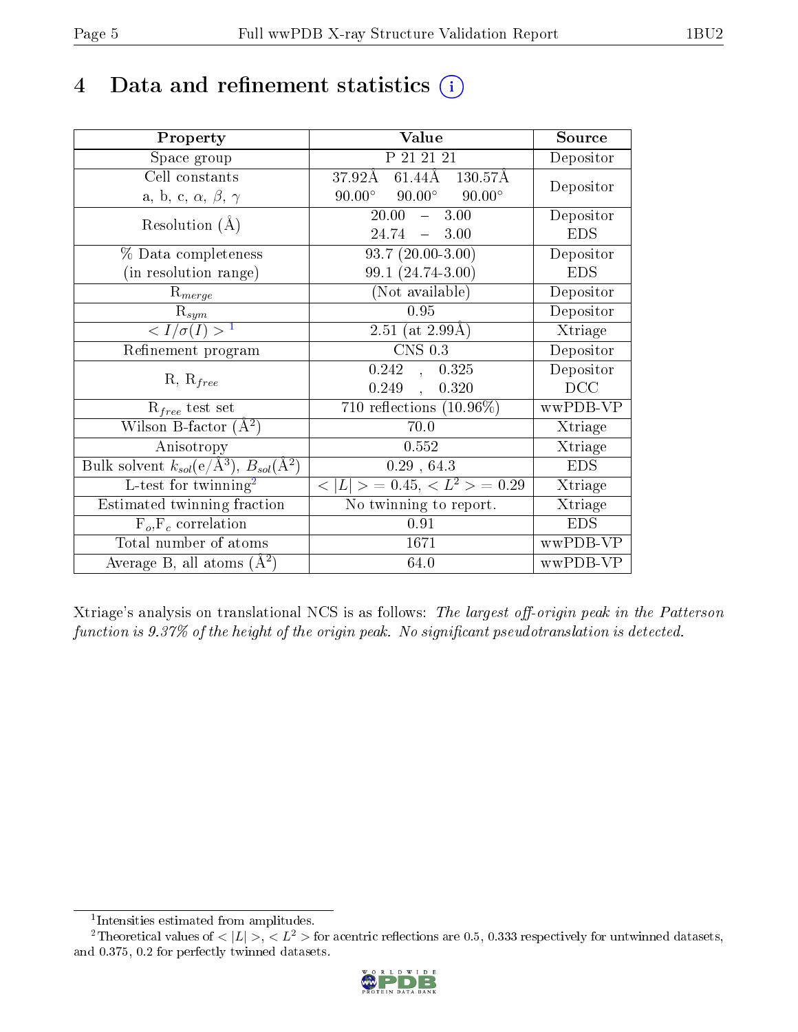# 4 Data and refinement statistics (i)

| Property | Value | Source |
|---|---|---|
| Space group | P 21 21 21 | Depositor |
| Cell constants<br>a, b, c, $\alpha$, $\beta$, $\gamma$ | 37.92Å 61.44Å 130.57Å<br>90.00° 90.00° 90.00° | Depositor |
| Resolution (Å) | 20.00 – 3.00<br>24.74 – 3.00 | Depositor<br>EDS |
| % Data completeness<br>(in resolution range) | 93.7 (20.00-3.00)<br>99.1 (24.74-3.00) | Depositor<br>EDS |
| $R_{merge}$ | (Not available) | Depositor |
| $R_{sym}$ | 0.95 | Depositor |
| $< I/\sigma(I) >$ [1] | 2.51 (at 2.99Å) | Xtriage |
| Refinement program | CNS 0.3 | Depositor |
| R, $R_{free}$ | 0.242 , 0.325<br>0.249 , 0.320 | Depositor<br>DCC |
| $R_{free}$ test set | 710 reflections (10.96%) | wwPDB-VP |
| Wilson B-factor (Å$^2$) | 70.0 | Xtriage |
| Anisotropy | 0.552 | Xtriage |
| Bulk solvent $k_{sol}$(e/Å$^3$), $B_{sol}$(Å$^2$) | 0.29 , 64.3 | EDS |
| L-test for twinning[2] | $< \lvert L \rvert >$ = 0.45, $< L^2 >$ = 0.29 | Xtriage |
| Estimated twinning fraction | No twinning to report. | Xtriage |
| $F_o$,$F_c$ correlation | 0.91 | EDS |
| Total number of atoms | 1671 | wwPDB-VP |
| Average B, all atoms (Å$^2$) | 64.0 | wwPDB-VP |

Xtriage's analysis on translational NCS is as follows: *The largest off-origin peak in the Patterson function is 9.37% of the height of the origin peak. No significant pseudotranslation is detected.*

[1] Intensities estimated from amplitudes.

[2] Theoretical values of $< \lvert L \rvert >$, $< L^2 >$ for acentric reflections are 0.5, 0.333 respectively for untwinned datasets, and 0.375, 0.2 for perfectly twinned datasets.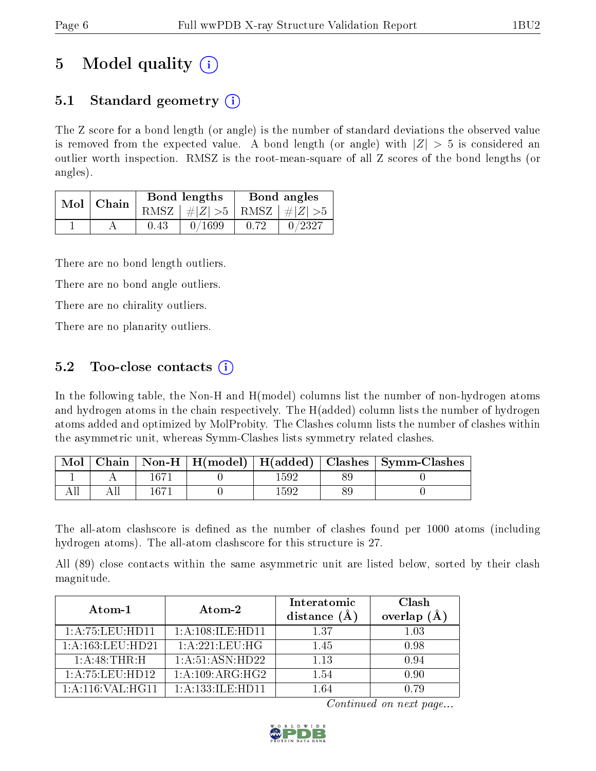# 5 Model quality (i)

## 5.1 Standard geometry (i)

The Z score for a bond length (or angle) is the number of standard deviations the observed value is removed from the expected value. A bond length (or angle) with $|Z| > 5$ is considered an outlier worth inspection. RMSZ is the root-mean-square of all Z scores of the bond lengths (or angles).

| Mol | Chain | Bond lengths | | Bond angles | |
|---|---|---|---|---|---|
| | | RMSZ | #$\|Z\|$ >5 | RMSZ | #$\|Z\|$ >5 |
| 1 | A | 0.43 | 0/1699 | 0.72 | 0/2327 |

There are no bond length outliers.

There are no bond angle outliers.

There are no chirality outliers.

There are no planarity outliers.

## 5.2 Too-close contacts (i)

In the following table, the Non-H and H(model) columns list the number of non-hydrogen atoms and hydrogen atoms in the chain respectively. The H(added) column lists the number of hydrogen atoms added and optimized by MolProbity. The Clashes column lists the number of clashes within the asymmetric unit, whereas Symm-Clashes lists symmetry related clashes.

| Mol | Chain | Non-H | H(model) | H(added) | Clashes | Symm-Clashes |
|---|---|---|---|---|---|---|
| 1 | A | 1671 | 0 | 1592 | 89 | 0 |
| All | All | 1671 | 0 | 1592 | 89 | 0 |

The all-atom clashscore is defined as the number of clashes found per 1000 atoms (including hydrogen atoms). The all-atom clashscore for this structure is 27.

All (89) close contacts within the same asymmetric unit are listed below, sorted by their clash magnitude.

| Atom-1 | Atom-2 | Interatomic distance (Å) | Clash overlap (Å) |
|---|---|---|---|
| 1:A:75:LEU:HD11 | 1:A:108:ILE:HD11 | 1.37 | 1.03 |
| 1:A:163:LEU:HD21 | 1:A:221:LEU:HG | 1.45 | 0.98 |
| 1:A:48:THR:H | 1:A:51:ASN:HD22 | 1.13 | 0.94 |
| 1:A:75:LEU:HD12 | 1:A:109:ARG:HG2 | 1.54 | 0.90 |
| 1:A:116:VAL:HG11 | 1:A:133:ILE:HD11 | 1.64 | 0.79 |

*Continued on next page...*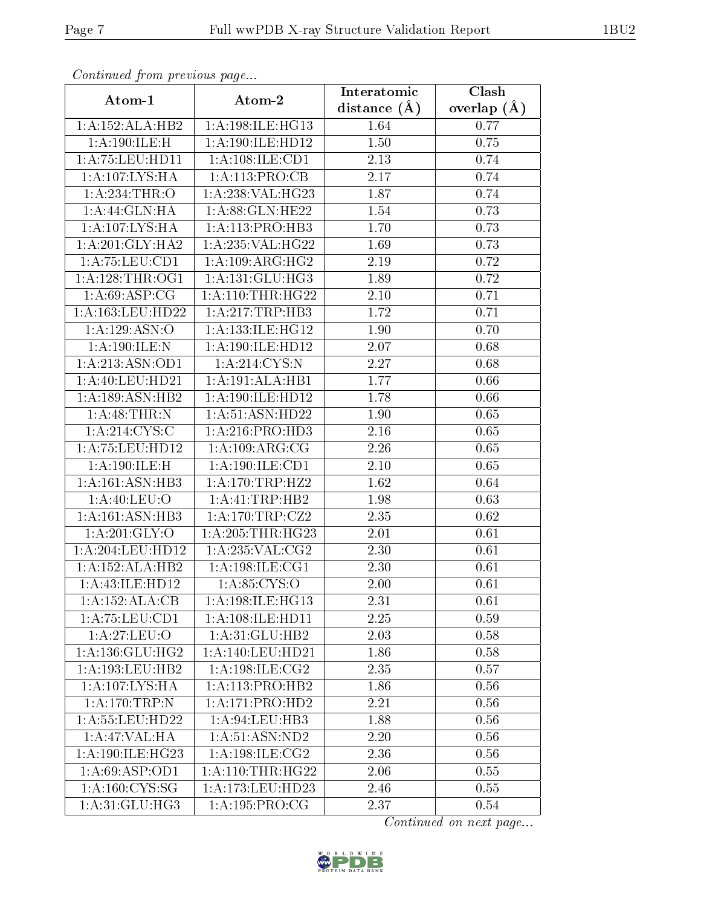*Continued from previous page...*

| Atom-1 | Atom-2 | Interatomic distance (Å) | Clash overlap (Å) |
|---|---|---|---|
| 1:A:152:ALA:HB2 | 1:A:198:ILE:HG13 | 1.64 | 0.77 |
| 1:A:190:ILE:H | 1:A:190:ILE:HD12 | 1.50 | 0.75 |
| 1:A:75:LEU:HD11 | 1:A:108:ILE:CD1 | 2.13 | 0.74 |
| 1:A:107:LYS:HA | 1:A:113:PRO:CB | 2.17 | 0.74 |
| 1:A:234:THR:O | 1:A:238:VAL:HG23 | 1.87 | 0.74 |
| 1:A:44:GLN:HA | 1:A:88:GLN:HE22 | 1.54 | 0.73 |
| 1:A:107:LYS:HA | 1:A:113:PRO:HB3 | 1.70 | 0.73 |
| 1:A:201:GLY:HA2 | 1:A:235:VAL:HG22 | 1.69 | 0.73 |
| 1:A:75:LEU:CD1 | 1:A:109:ARG:HG2 | 2.19 | 0.72 |
| 1:A:128:THR:OG1 | 1:A:131:GLU:HG3 | 1.89 | 0.72 |
| 1:A:69:ASP:CG | 1:A:110:THR:HG22 | 2.10 | 0.71 |
| 1:A:163:LEU:HD22 | 1:A:217:TRP:HB3 | 1.72 | 0.71 |
| 1:A:129:ASN:O | 1:A:133:ILE:HG12 | 1.90 | 0.70 |
| 1:A:190:ILE:N | 1:A:190:ILE:HD12 | 2.07 | 0.68 |
| 1:A:213:ASN:OD1 | 1:A:214:CYS:N | 2.27 | 0.68 |
| 1:A:40:LEU:HD21 | 1:A:191:ALA:HB1 | 1.77 | 0.66 |
| 1:A:189:ASN:HB2 | 1:A:190:ILE:HD12 | 1.78 | 0.66 |
| 1:A:48:THR:N | 1:A:51:ASN:HD22 | 1.90 | 0.65 |
| 1:A:214:CYS:C | 1:A:216:PRO:HD3 | 2.16 | 0.65 |
| 1:A:75:LEU:HD12 | 1:A:109:ARG:CG | 2.26 | 0.65 |
| 1:A:190:ILE:H | 1:A:190:ILE:CD1 | 2.10 | 0.65 |
| 1:A:161:ASN:HB3 | 1:A:170:TRP:HZ2 | 1.62 | 0.64 |
| 1:A:40:LEU:O | 1:A:41:TRP:HB2 | 1.98 | 0.63 |
| 1:A:161:ASN:HB3 | 1:A:170:TRP:CZ2 | 2.35 | 0.62 |
| 1:A:201:GLY:O | 1:A:205:THR:HG23 | 2.01 | 0.61 |
| 1:A:204:LEU:HD12 | 1:A:235:VAL:CG2 | 2.30 | 0.61 |
| 1:A:152:ALA:HB2 | 1:A:198:ILE:CG1 | 2.30 | 0.61 |
| 1:A:43:ILE:HD12 | 1:A:85:CYS:O | 2.00 | 0.61 |
| 1:A:152:ALA:CB | 1:A:198:ILE:HG13 | 2.31 | 0.61 |
| 1:A:75:LEU:CD1 | 1:A:108:ILE:HD11 | 2.25 | 0.59 |
| 1:A:27:LEU:O | 1:A:31:GLU:HB2 | 2.03 | 0.58 |
| 1:A:136:GLU:HG2 | 1:A:140:LEU:HD21 | 1.86 | 0.58 |
| 1:A:193:LEU:HB2 | 1:A:198:ILE:CG2 | 2.35 | 0.57 |
| 1:A:107:LYS:HA | 1:A:113:PRO:HB2 | 1.86 | 0.56 |
| 1:A:170:TRP:N | 1:A:171:PRO:HD2 | 2.21 | 0.56 |
| 1:A:55:LEU:HD22 | 1:A:94:LEU:HB3 | 1.88 | 0.56 |
| 1:A:47:VAL:HA | 1:A:51:ASN:ND2 | 2.20 | 0.56 |
| 1:A:190:ILE:HG23 | 1:A:198:ILE:CG2 | 2.36 | 0.56 |
| 1:A:69:ASP:OD1 | 1:A:110:THR:HG22 | 2.06 | 0.55 |
| 1:A:160:CYS:SG | 1:A:173:LEU:HD23 | 2.46 | 0.55 |
| 1:A:31:GLU:HG3 | 1:A:195:PRO:CG | 2.37 | 0.54 |

*Continued on next page...*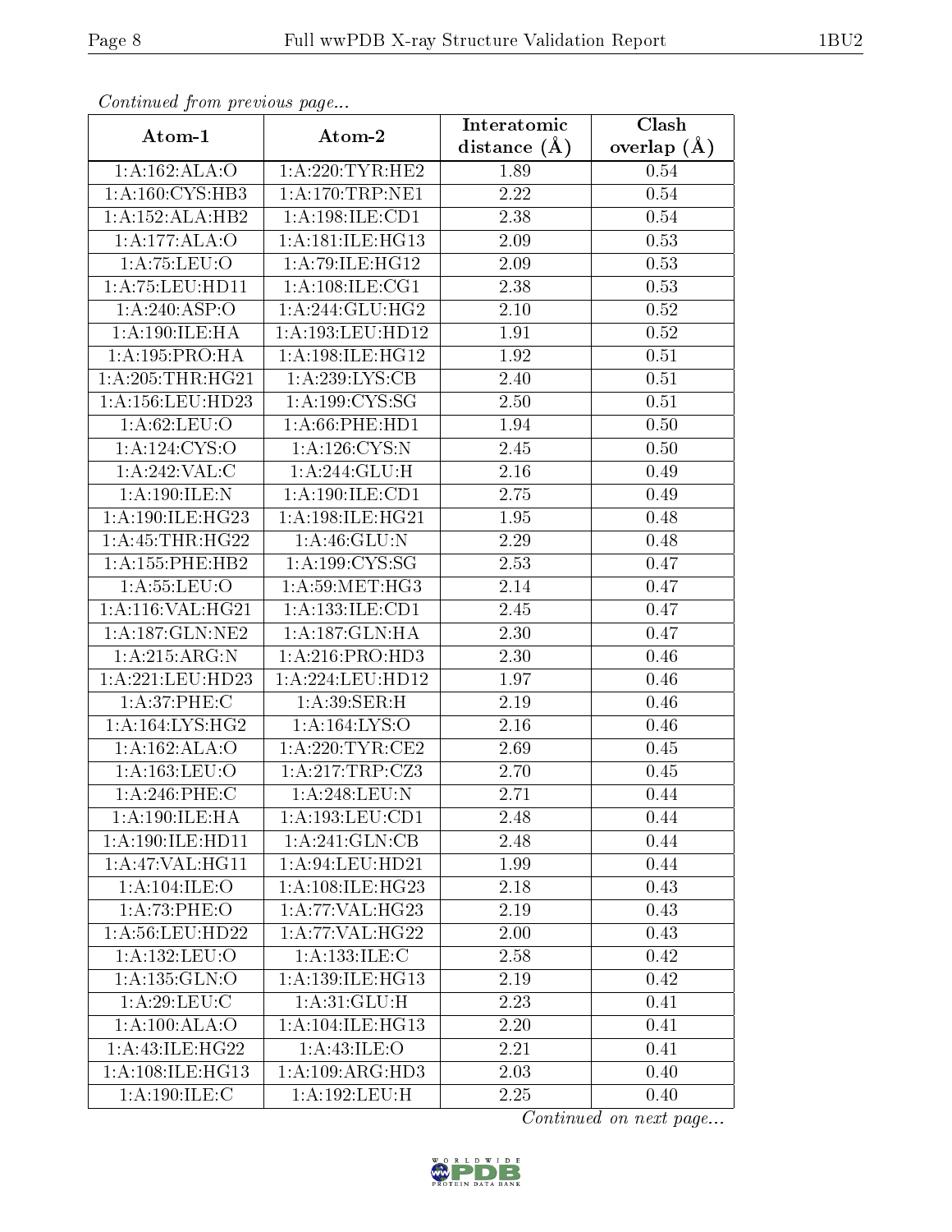*Continued from previous page...*

| Atom-1 | Atom-2 | Interatomic distance (Å) | Clash overlap (Å) |
|---|---|---|---|
| 1:A:162:ALA:O | 1:A:220:TYR:HE2 | 1.89 | 0.54 |
| 1:A:160:CYS:HB3 | 1:A:170:TRP:NE1 | 2.22 | 0.54 |
| 1:A:152:ALA:HB2 | 1:A:198:ILE:CD1 | 2.38 | 0.54 |
| 1:A:177:ALA:O | 1:A:181:ILE:HG13 | 2.09 | 0.53 |
| 1:A:75:LEU:O | 1:A:79:ILE:HG12 | 2.09 | 0.53 |
| 1:A:75:LEU:HD11 | 1:A:108:ILE:CG1 | 2.38 | 0.53 |
| 1:A:240:ASP:O | 1:A:244:GLU:HG2 | 2.10 | 0.52 |
| 1:A:190:ILE:HA | 1:A:193:LEU:HD12 | 1.91 | 0.52 |
| 1:A:195:PRO:HA | 1:A:198:ILE:HG12 | 1.92 | 0.51 |
| 1:A:205:THR:HG21 | 1:A:239:LYS:CB | 2.40 | 0.51 |
| 1:A:156:LEU:HD23 | 1:A:199:CYS:SG | 2.50 | 0.51 |
| 1:A:62:LEU:O | 1:A:66:PHE:HD1 | 1.94 | 0.50 |
| 1:A:124:CYS:O | 1:A:126:CYS:N | 2.45 | 0.50 |
| 1:A:242:VAL:C | 1:A:244:GLU:H | 2.16 | 0.49 |
| 1:A:190:ILE:N | 1:A:190:ILE:CD1 | 2.75 | 0.49 |
| 1:A:190:ILE:HG23 | 1:A:198:ILE:HG21 | 1.95 | 0.48 |
| 1:A:45:THR:HG22 | 1:A:46:GLU:N | 2.29 | 0.48 |
| 1:A:155:PHE:HB2 | 1:A:199:CYS:SG | 2.53 | 0.47 |
| 1:A:55:LEU:O | 1:A:59:MET:HG3 | 2.14 | 0.47 |
| 1:A:116:VAL:HG21 | 1:A:133:ILE:CD1 | 2.45 | 0.47 |
| 1:A:187:GLN:NE2 | 1:A:187:GLN:HA | 2.30 | 0.47 |
| 1:A:215:ARG:N | 1:A:216:PRO:HD3 | 2.30 | 0.46 |
| 1:A:221:LEU:HD23 | 1:A:224:LEU:HD12 | 1.97 | 0.46 |
| 1:A:37:PHE:C | 1:A:39:SER:H | 2.19 | 0.46 |
| 1:A:164:LYS:HG2 | 1:A:164:LYS:O | 2.16 | 0.46 |
| 1:A:162:ALA:O | 1:A:220:TYR:CE2 | 2.69 | 0.45 |
| 1:A:163:LEU:O | 1:A:217:TRP:CZ3 | 2.70 | 0.45 |
| 1:A:246:PHE:C | 1:A:248:LEU:N | 2.71 | 0.44 |
| 1:A:190:ILE:HA | 1:A:193:LEU:CD1 | 2.48 | 0.44 |
| 1:A:190:ILE:HD11 | 1:A:241:GLN:CB | 2.48 | 0.44 |
| 1:A:47:VAL:HG11 | 1:A:94:LEU:HD21 | 1.99 | 0.44 |
| 1:A:104:ILE:O | 1:A:108:ILE:HG23 | 2.18 | 0.43 |
| 1:A:73:PHE:O | 1:A:77:VAL:HG23 | 2.19 | 0.43 |
| 1:A:56:LEU:HD22 | 1:A:77:VAL:HG22 | 2.00 | 0.43 |
| 1:A:132:LEU:O | 1:A:133:ILE:C | 2.58 | 0.42 |
| 1:A:135:GLN:O | 1:A:139:ILE:HG13 | 2.19 | 0.42 |
| 1:A:29:LEU:C | 1:A:31:GLU:H | 2.23 | 0.41 |
| 1:A:100:ALA:O | 1:A:104:ILE:HG13 | 2.20 | 0.41 |
| 1:A:43:ILE:HG22 | 1:A:43:ILE:O | 2.21 | 0.41 |
| 1:A:108:ILE:HG13 | 1:A:109:ARG:HD3 | 2.03 | 0.40 |
| 1:A:190:ILE:C | 1:A:192:LEU:H | 2.25 | 0.40 |

*Continued on next page...*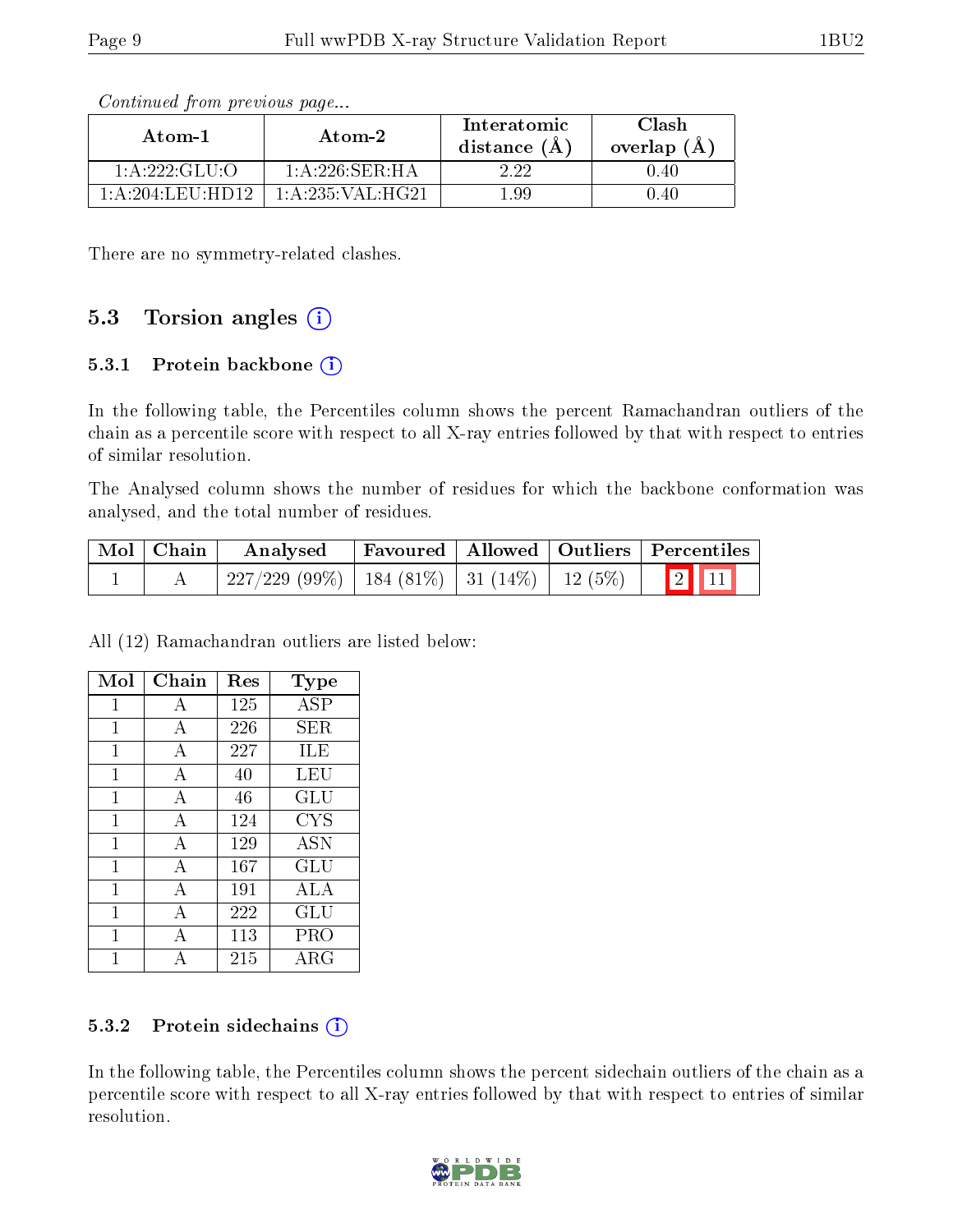*Continued from previous page...*

| Atom-1 | Atom-2 | Interatomic distance (Å) | Clash overlap (Å) |
|---|---|---|---|
| 1:A:222:GLU:O | 1:A:226:SER:HA | 2.22 | 0.40 |
| 1:A:204:LEU:HD12 | 1:A:235:VAL:HG21 | 1.99 | 0.40 |

There are no symmetry-related clashes.

## 5.3 Torsion angles

### 5.3.1 Protein backbone

In the following table, the Percentiles column shows the percent Ramachandran outliers of the chain as a percentile score with respect to all X-ray entries followed by that with respect to entries of similar resolution.

The Analysed column shows the number of residues for which the backbone conformation was analysed, and the total number of residues.

| Mol | Chain | Analysed | Favoured | Allowed | Outliers | Percentiles | |
|---|---|---|---|---|---|---|---|
| 1 | A | 227/229 (99%) | 184 (81%) | 31 (14%) | 12 (5%) | 2 | 11 |

All (12) Ramachandran outliers are listed below:

| Mol | Chain | Res | Type |
|---|---|---|---|
| 1 | A | 125 | ASP |
| 1 | A | 226 | SER |
| 1 | A | 227 | ILE |
| 1 | A | 40 | LEU |
| 1 | A | 46 | GLU |
| 1 | A | 124 | CYS |
| 1 | A | 129 | ASN |
| 1 | A | 167 | GLU |
| 1 | A | 191 | ALA |
| 1 | A | 222 | GLU |
| 1 | A | 113 | PRO |
| 1 | A | 215 | ARG |

### 5.3.2 Protein sidechains

In the following table, the Percentiles column shows the percent sidechain outliers of the chain as a percentile score with respect to all X-ray entries followed by that with respect to entries of similar resolution.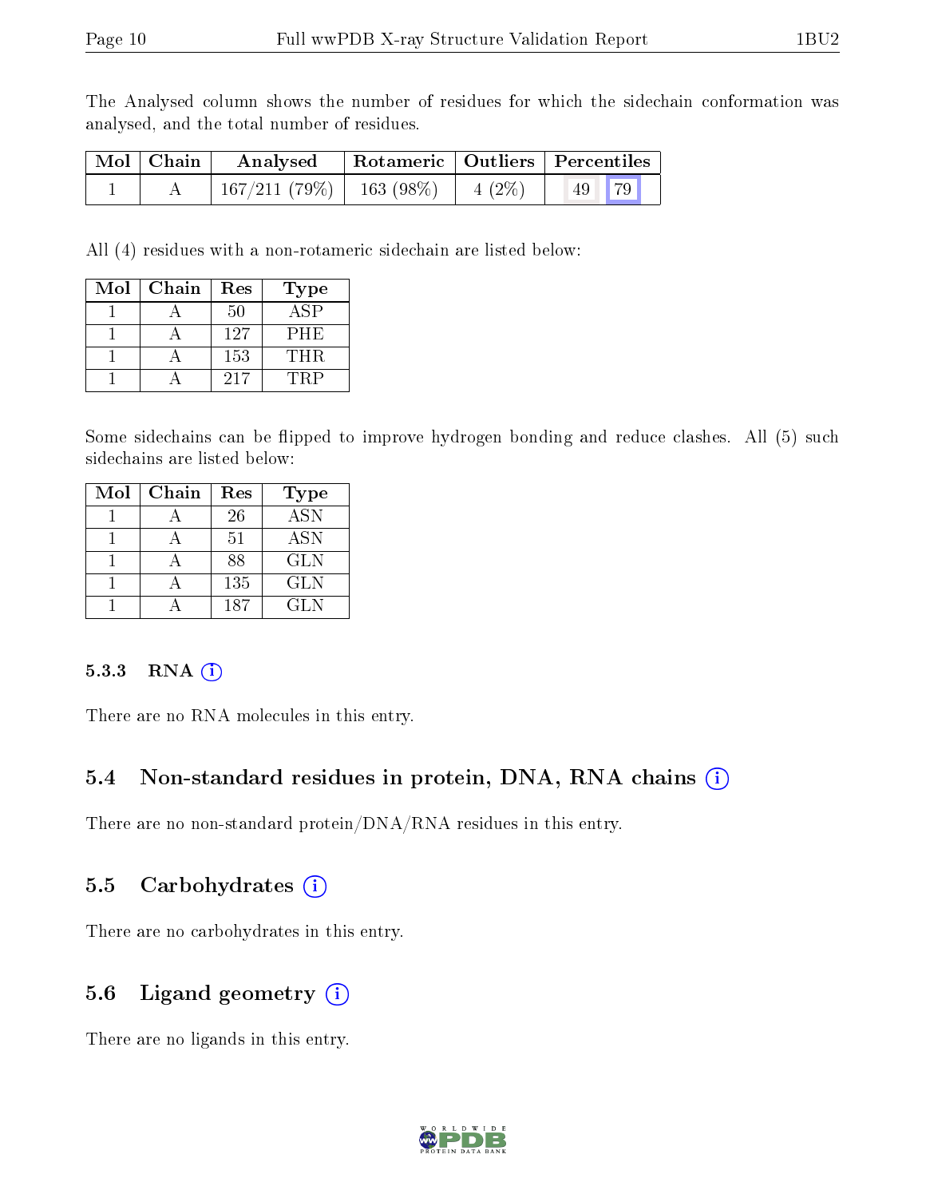The Analysed column shows the number of residues for which the sidechain conformation was analysed, and the total number of residues.

| Mol | Chain | Analysed | Rotameric | Outliers | Percentiles | |
|---|---|---|---|---|---|---|
| 1 | A | 167/211 (79%) | 163 (98%) | 4 (2%) | 49 | 79 |

All (4) residues with a non-rotameric sidechain are listed below:

| Mol | Chain | Res | Type |
|---|---|---|---|
| 1 | A | 50 | ASP |
| 1 | A | 127 | PHE |
| 1 | A | 153 | THR |
| 1 | A | 217 | TRP |

Some sidechains can be flipped to improve hydrogen bonding and reduce clashes. All (5) such sidechains are listed below:

| Mol | Chain | Res | Type |
|---|---|---|---|
| 1 | A | 26 | ASN |
| 1 | A | 51 | ASN |
| 1 | A | 88 | GLN |
| 1 | A | 135 | GLN |
| 1 | A | 187 | GLN |

#### 5.3.3 RNA

There are no RNA molecules in this entry.

### 5.4 Non-standard residues in protein, DNA, RNA chains

There are no non-standard protein/DNA/RNA residues in this entry.

### 5.5 Carbohydrates

There are no carbohydrates in this entry.

### 5.6 Ligand geometry

There are no ligands in this entry.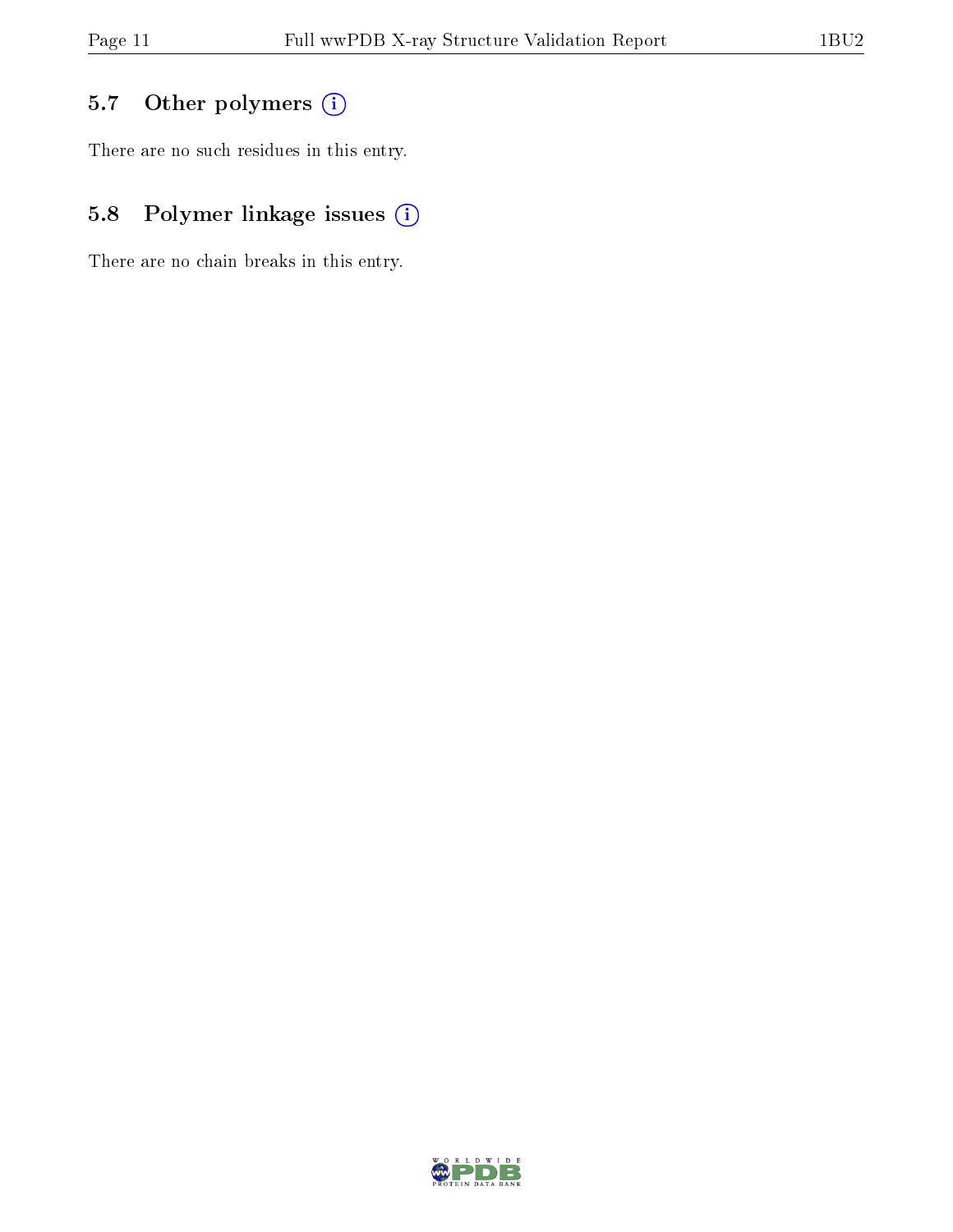### 5.7 Other polymers

There are no such residues in this entry.

### 5.8 Polymer linkage issues

There are no chain breaks in this entry.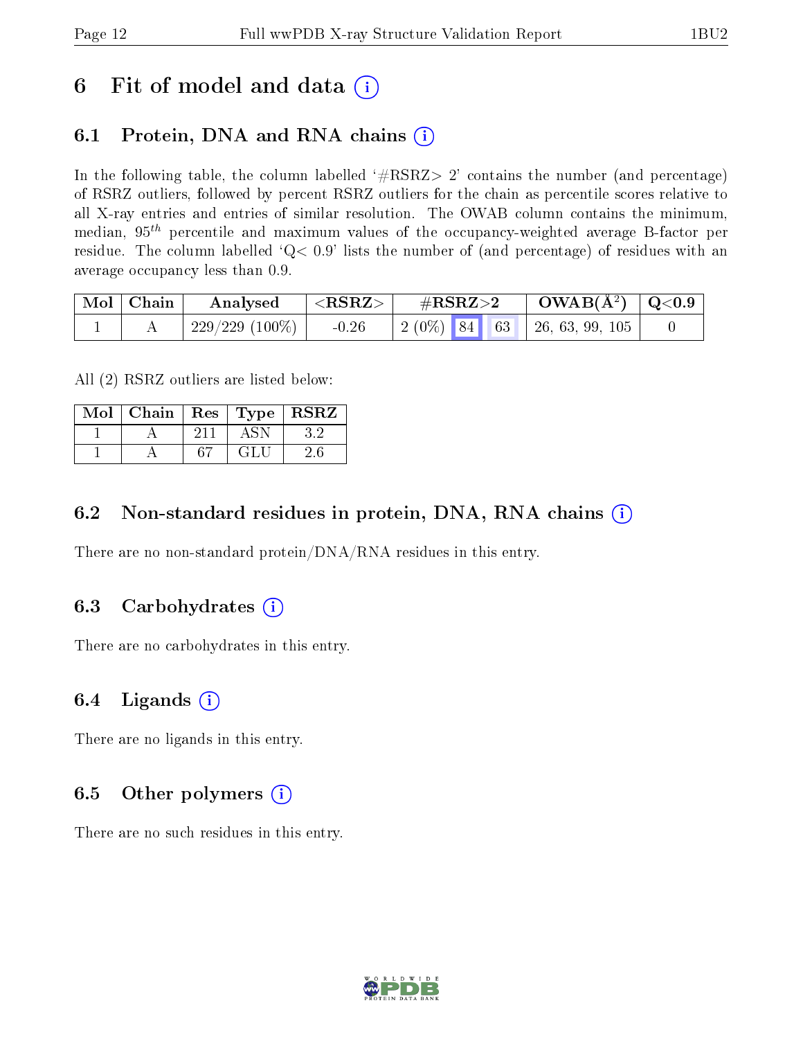# 6 Fit of model and data

## 6.1 Protein, DNA and RNA chains

In the following table, the column labelled '#RSRZ> 2' contains the number (and percentage) of RSRZ outliers, followed by percent RSRZ outliers for the chain as percentile scores relative to all X-ray entries and entries of similar resolution. The OWAB column contains the minimum, median, $95^{th}$ percentile and maximum values of the occupancy-weighted average B-factor per residue. The column labelled 'Q< 0.9' lists the number of (and percentage) of residues with an average occupancy less than 0.9.

| Mol | Chain | Analysed | <RSRZ> | #RSRZ>2 | | | OWAB(Å$^2$) | Q<0.9 |
|---|---|---|---|---|---|---|---|---|
| 1 | A | 229/229 (100%) | -0.26 | 2 (0%) | 84 | 63 | 26, 63, 99, 105 | 0 |

All (2) RSRZ outliers are listed below:

| Mol | Chain | Res | Type | RSRZ |
|---|---|---|---|---|
| 1 | A | 211 | ASN | 3.2 |
| 1 | A | 67 | GLU | 2.6 |

## 6.2 Non-standard residues in protein, DNA, RNA chains

There are no non-standard protein/DNA/RNA residues in this entry.

## 6.3 Carbohydrates

There are no carbohydrates in this entry.

## 6.4 Ligands

There are no ligands in this entry.

## 6.5 Other polymers

There are no such residues in this entry.